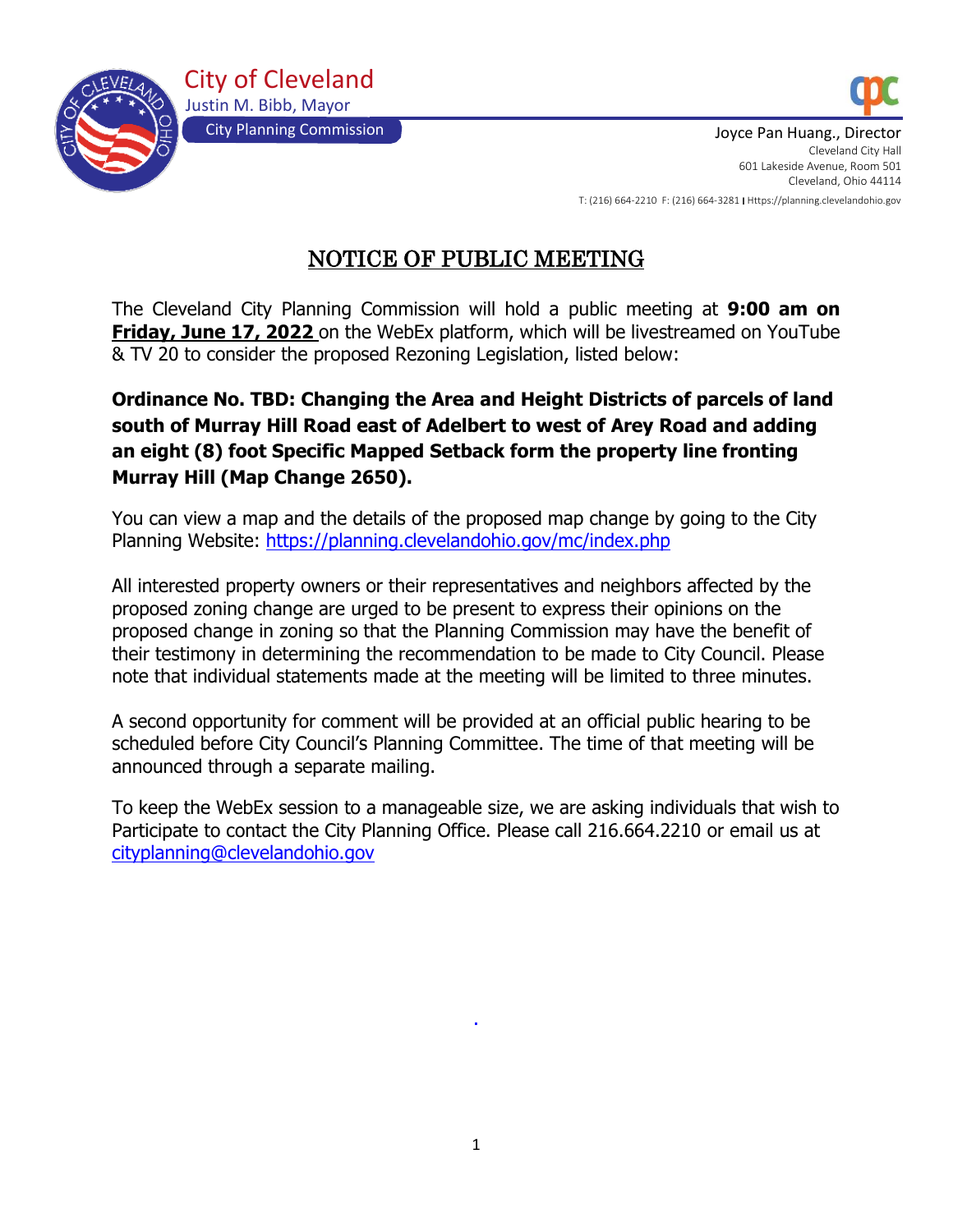City of Cleveland
Justin M. Bibb, Mayor
City Planning Commission

Joyce Pan Huang., Director
Cleveland City Hall
601 Lakeside Avenue, Room 501
Cleveland, Ohio 44114
T: (216) 664-2210 F: (216) 664-3281 | Https://planning.clevelandohio.gov

# NOTICE OF PUBLIC MEETING

The Cleveland City Planning Commission will hold a public meeting at **9:00 am on Friday, June 17, 2022** on the WebEx platform, which will be livestreamed on YouTube & TV 20 to consider the proposed Rezoning Legislation, listed below:

**Ordinance No. TBD: Changing the Area and Height Districts of parcels of land south of Murray Hill Road east of Adelbert to west of Arey Road and adding an eight (8) foot Specific Mapped Setback form the property line fronting Murray Hill (Map Change 2650).**

You can view a map and the details of the proposed map change by going to the City Planning Website: https://planning.clevelandohio.gov/mc/index.php

All interested property owners or their representatives and neighbors affected by the proposed zoning change are urged to be present to express their opinions on the proposed change in zoning so that the Planning Commission may have the benefit of their testimony in determining the recommendation to be made to City Council. Please note that individual statements made at the meeting will be limited to three minutes.

A second opportunity for comment will be provided at an official public hearing to be scheduled before City Council's Planning Committee. The time of that meeting will be announced through a separate mailing.

To keep the WebEx session to a manageable size, we are asking individuals that wish to Participate to contact the City Planning Office. Please call 216.664.2210 or email us at cityplanning@clevelandohio.gov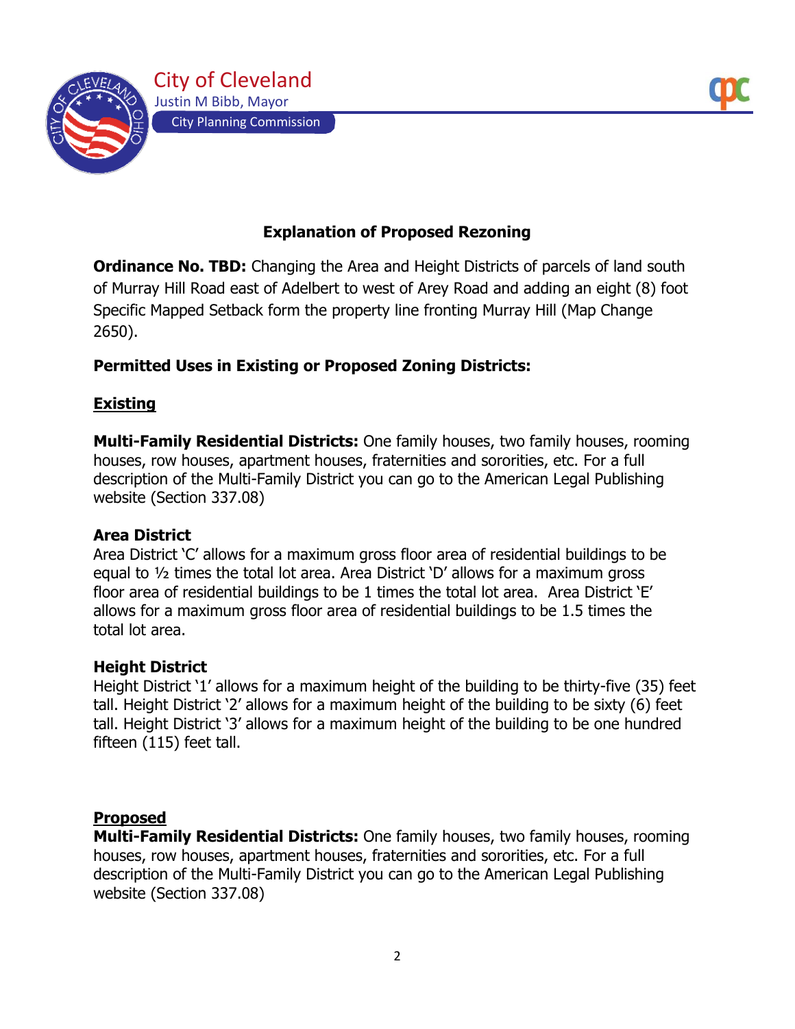City of Cleveland

Justin M Bibb, Mayor

City Planning Commission

## Explanation of Proposed Rezoning

**Ordinance No. TBD:** Changing the Area and Height Districts of parcels of land south of Murray Hill Road east of Adelbert to west of Arey Road and adding an eight (8) foot Specific Mapped Setback form the property line fronting Murray Hill (Map Change 2650).

**Permitted Uses in Existing or Proposed Zoning Districts:**

**Existing**

**Multi-Family Residential Districts:** One family houses, two family houses, rooming houses, row houses, apartment houses, fraternities and sororities, etc. For a full description of the Multi-Family District you can go to the American Legal Publishing website (Section 337.08)

**Area District**

Area District 'C' allows for a maximum gross floor area of residential buildings to be equal to ½ times the total lot area. Area District 'D' allows for a maximum gross floor area of residential buildings to be 1 times the total lot area. Area District 'E' allows for a maximum gross floor area of residential buildings to be 1.5 times the total lot area.

**Height District**

Height District '1' allows for a maximum height of the building to be thirty-five (35) feet tall. Height District '2' allows for a maximum height of the building to be sixty (6) feet tall. Height District '3' allows for a maximum height of the building to be one hundred fifteen (115) feet tall.

**Proposed**

**Multi-Family Residential Districts:** One family houses, two family houses, rooming houses, row houses, apartment houses, fraternities and sororities, etc. For a full description of the Multi-Family District you can go to the American Legal Publishing website (Section 337.08)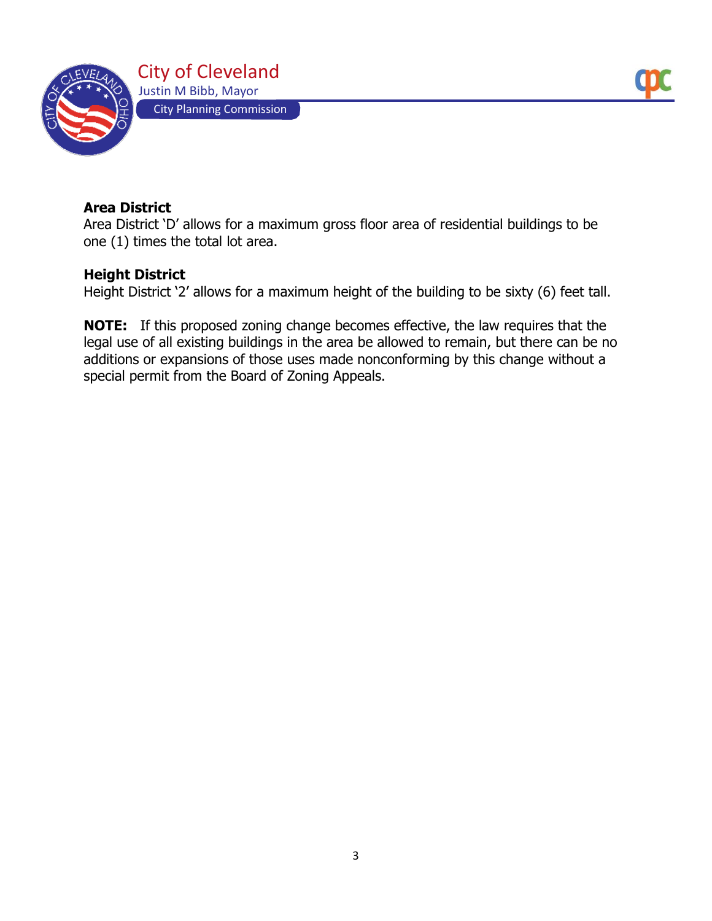**Area District**
Area District 'D' allows for a maximum gross floor area of residential buildings to be one (1) times the total lot area.

**Height District**
Height District '2' allows for a maximum height of the building to be sixty (6) feet tall.

**NOTE:** If this proposed zoning change becomes effective, the law requires that the legal use of all existing buildings in the area be allowed to remain, but there can be no additions or expansions of those uses made nonconforming by this change without a special permit from the Board of Zoning Appeals.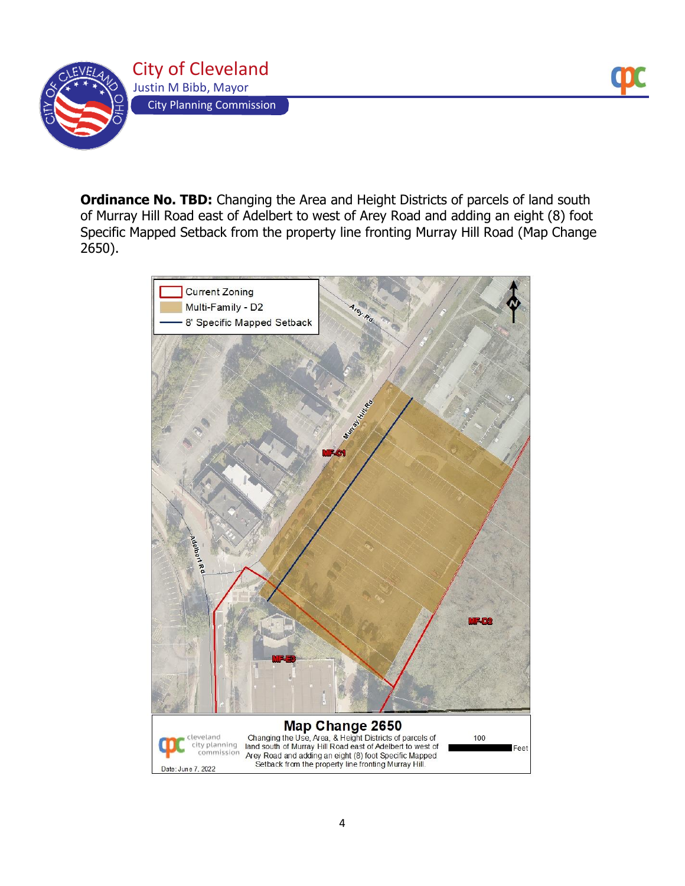**Ordinance No. TBD:** Changing the Area and Height Districts of parcels of land south of Murray Hill Road east of Adelbert to west of Arey Road and adding an eight (8) foot Specific Mapped Setback from the property line fronting Murray Hill Road (Map Change 2650).

Current Zoning

Multi-Family - D2

8' Specific Mapped Setback

Arey Rd

Murray Hill Rd

Adelbert Rd

MF-C1

MF-D2

MF-E3

N

**Map Change 2650**

Changing the Use, Area, & Height Districts of parcels of land south of Murray Hill Road east of Adelbert to west of Arey Road and adding an eight (8) foot Specific Mapped Setback from the property line fronting Murray Hill.

100

Feet

cleveland city planning commission

Date: June 7, 2022